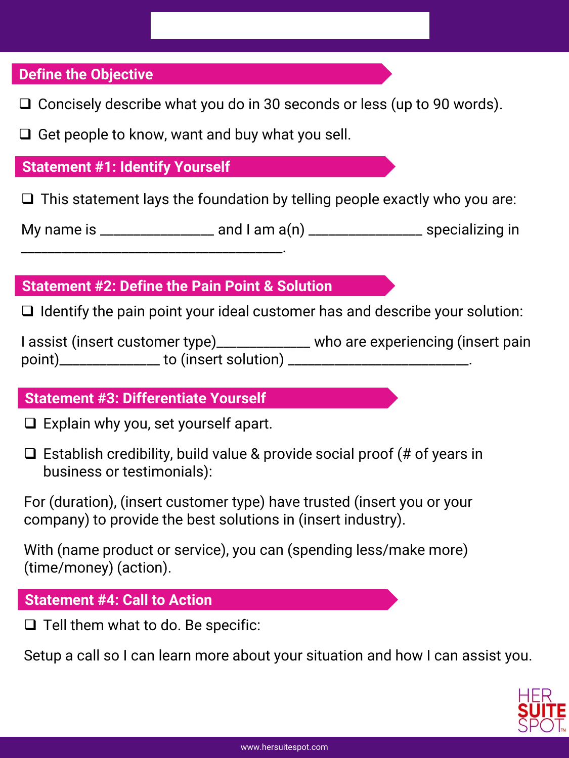## Define the Objective

- ❑ Concisely describe what you do in 30 seconds or less (up to 90 words).
- ❑ Get people to know, want and buy what you sell.

## Statement #1: Identify Yourself

- ❑ This statement lays the foundation by telling people exactly who you are:

My name is _______________ and I am a(n) _______________ specializing in ___________________________________.

## Statement #2: Define the Pain Point & Solution

- ❑ Identify the pain point your ideal customer has and describe your solution:

I assist (insert customer type)____________ who are experiencing (insert pain point)_____________ to (insert solution) ________________________.

## Statement #3: Differentiate Yourself

- ❑ Explain why you, set yourself apart.
- ❑ Establish credibility, build value & provide social proof (# of years in business or testimonials):

For (duration), (insert customer type) have trusted (insert you or your company) to provide the best solutions in (insert industry).

With (name product or service), you can (spending less/make more) (time/money) (action).

## Statement #4: Call to Action

- ❑ Tell them what to do. Be specific:

Setup a call so I can learn more about your situation and how I can assist you.

HER SUITE SPOT™

www.hersuitespot.com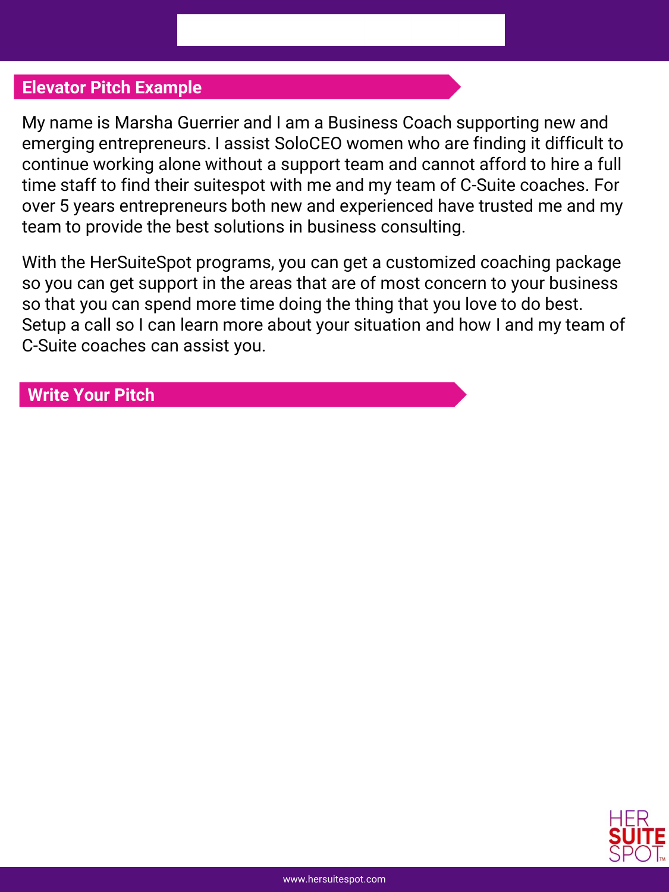## Elevator Pitch Example

My name is Marsha Guerrier and I am a Business Coach supporting new and emerging entrepreneurs. I assist SoloCEO women who are finding it difficult to continue working alone without a support team and cannot afford to hire a full time staff to find their suitespot with me and my team of C-Suite coaches. For over 5 years entrepreneurs both new and experienced have trusted me and my team to provide the best solutions in business consulting.

With the HerSuiteSpot programs, you can get a customized coaching package so you can get support in the areas that are of most concern to your business so that you can spend more time doing the thing that you love to do best. Setup a call so I can learn more about your situation and how I and my team of C-Suite coaches can assist you.

## Write Your Pitch